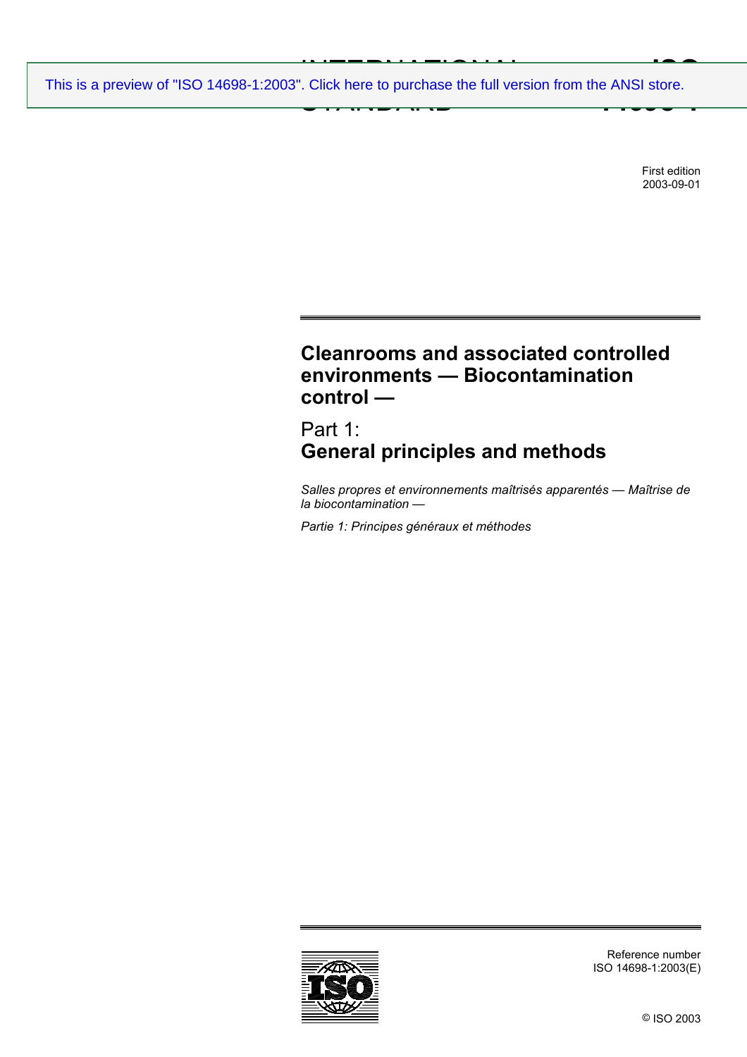This is a preview of "ISO 14698-1:2003". Click here to purchase the full version from the ANSI store.

INTERNATIONAL STANDARD

ISO 14698-1

First edition
2003-09-01

# Cleanrooms and associated controlled environments — Biocontamination control —

## Part 1: General principles and methods

*Salles propres et environnements maîtrisés apparentés — Maîtrise de la biocontamination —*

*Partie 1: Principes généraux et méthodes*

Reference number
ISO 14698-1:2003(E)

© ISO 2003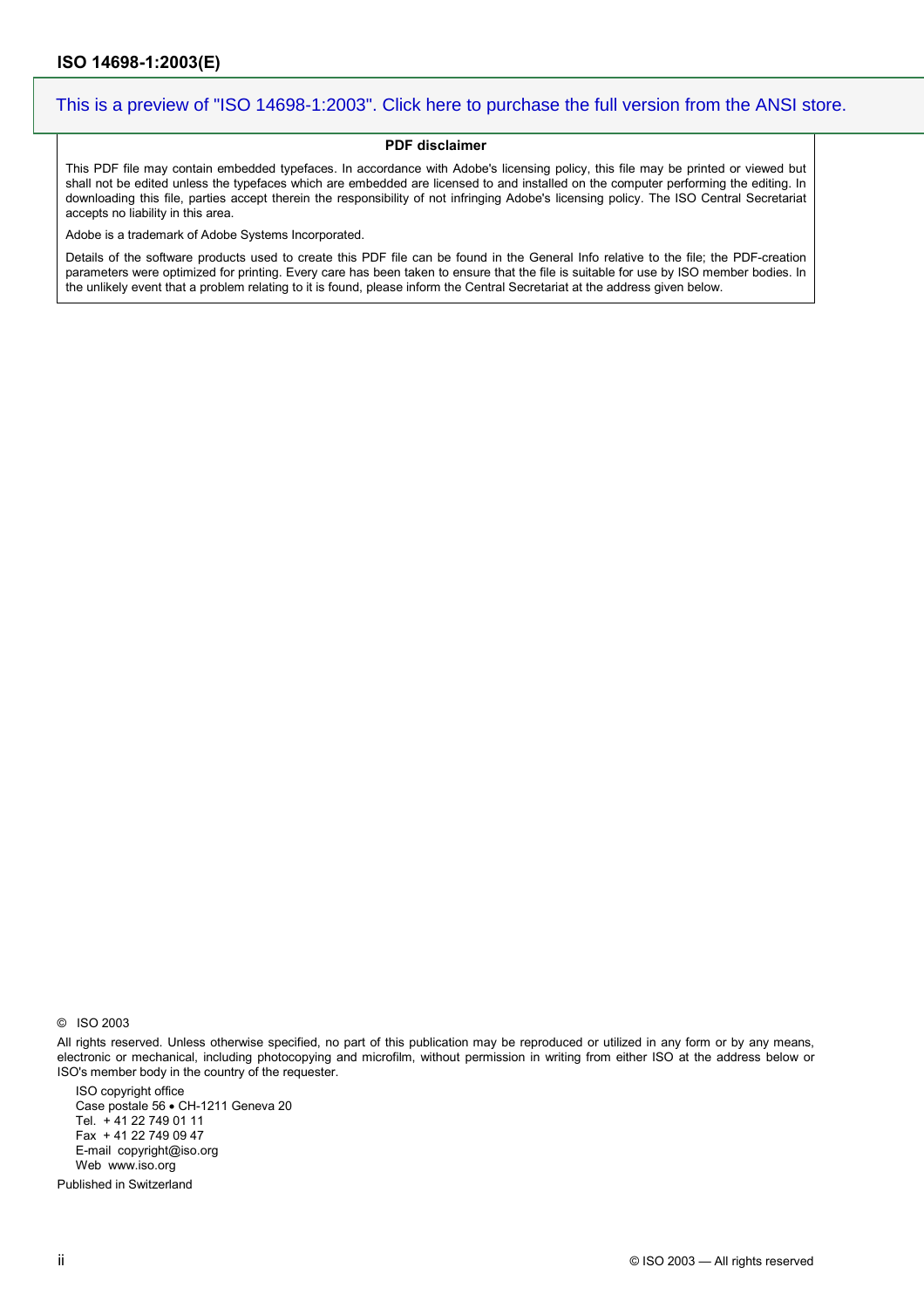This is a preview of "ISO 14698-1:2003". Click here to purchase the full version from the ANSI store.

**PDF disclaimer**

This PDF file may contain embedded typefaces. In accordance with Adobe's licensing policy, this file may be printed or viewed but shall not be edited unless the typefaces which are embedded are licensed to and installed on the computer performing the editing. In downloading this file, parties accept therein the responsibility of not infringing Adobe's licensing policy. The ISO Central Secretariat accepts no liability in this area.

Adobe is a trademark of Adobe Systems Incorporated.

Details of the software products used to create this PDF file can be found in the General Info relative to the file; the PDF-creation parameters were optimized for printing. Every care has been taken to ensure that the file is suitable for use by ISO member bodies. In the unlikely event that a problem relating to it is found, please inform the Central Secretariat at the address given below.

© ISO 2003

All rights reserved. Unless otherwise specified, no part of this publication may be reproduced or utilized in any form or by any means, electronic or mechanical, including photocopying and microfilm, without permission in writing from either ISO at the address below or ISO's member body in the country of the requester.

ISO copyright office
Case postale 56 • CH-1211 Geneva 20
Tel. + 41 22 749 01 11
Fax + 41 22 749 09 47
E-mail copyright@iso.org
Web www.iso.org

Published in Switzerland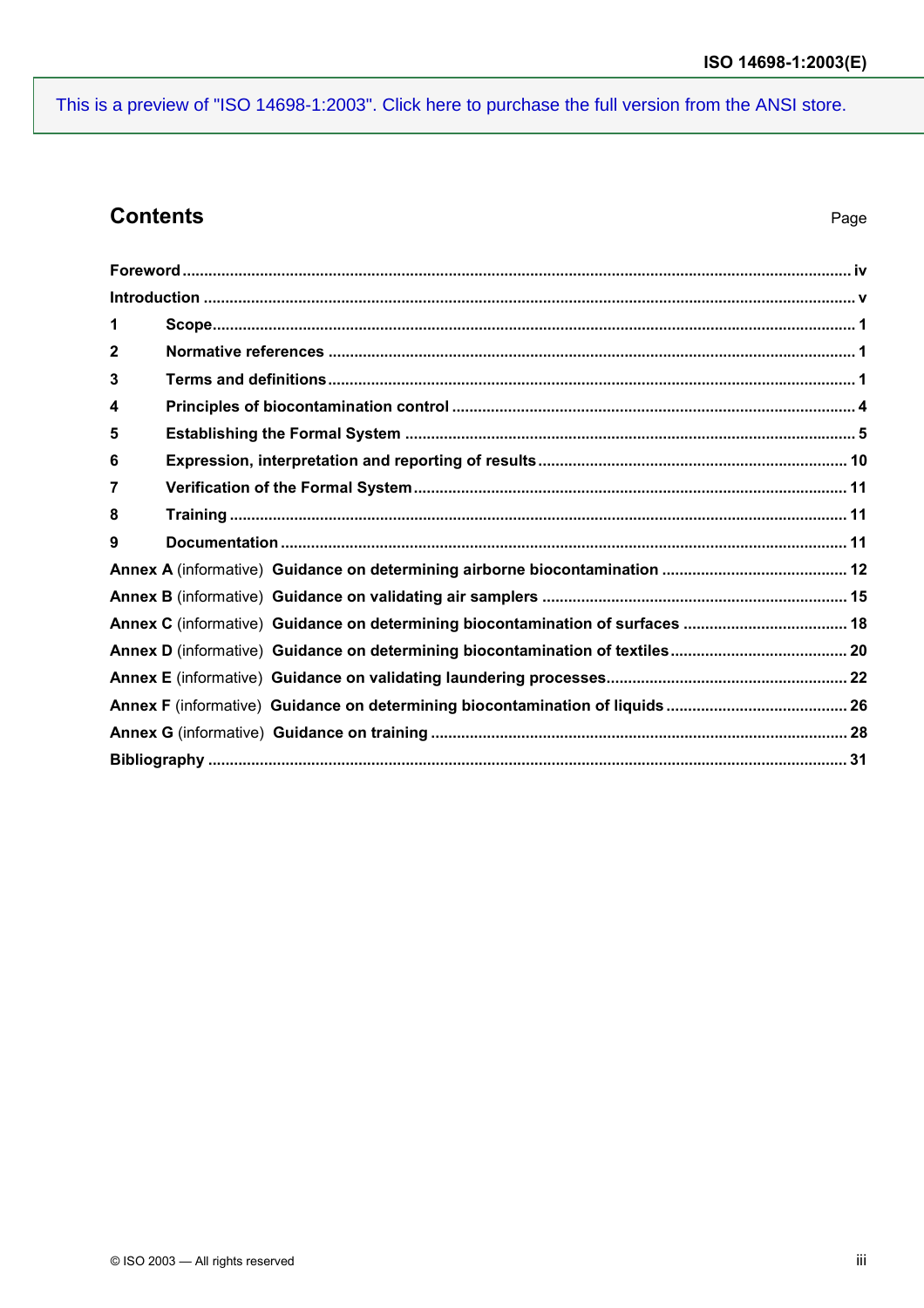This is a preview of "ISO 14698-1:2003". Click here to purchase the full version from the ANSI store.

## Contents

| | Page |
|---|---|
| Foreword | iv |
| Introduction | v |
| 1 Scope | 1 |
| 2 Normative references | 1 |
| 3 Terms and definitions | 1 |
| 4 Principles of biocontamination control | 4 |
| 5 Establishing the Formal System | 5 |
| 6 Expression, interpretation and reporting of results | 10 |
| 7 Verification of the Formal System | 11 |
| 8 Training | 11 |
| 9 Documentation | 11 |
| Annex A (informative) Guidance on determining airborne biocontamination | 12 |
| Annex B (informative) Guidance on validating air samplers | 15 |
| Annex C (informative) Guidance on determining biocontamination of surfaces | 18 |
| Annex D (informative) Guidance on determining biocontamination of textiles | 20 |
| Annex E (informative) Guidance on validating laundering processes | 22 |
| Annex F (informative) Guidance on determining biocontamination of liquids | 26 |
| Annex G (informative) Guidance on training | 28 |
| Bibliography | 31 |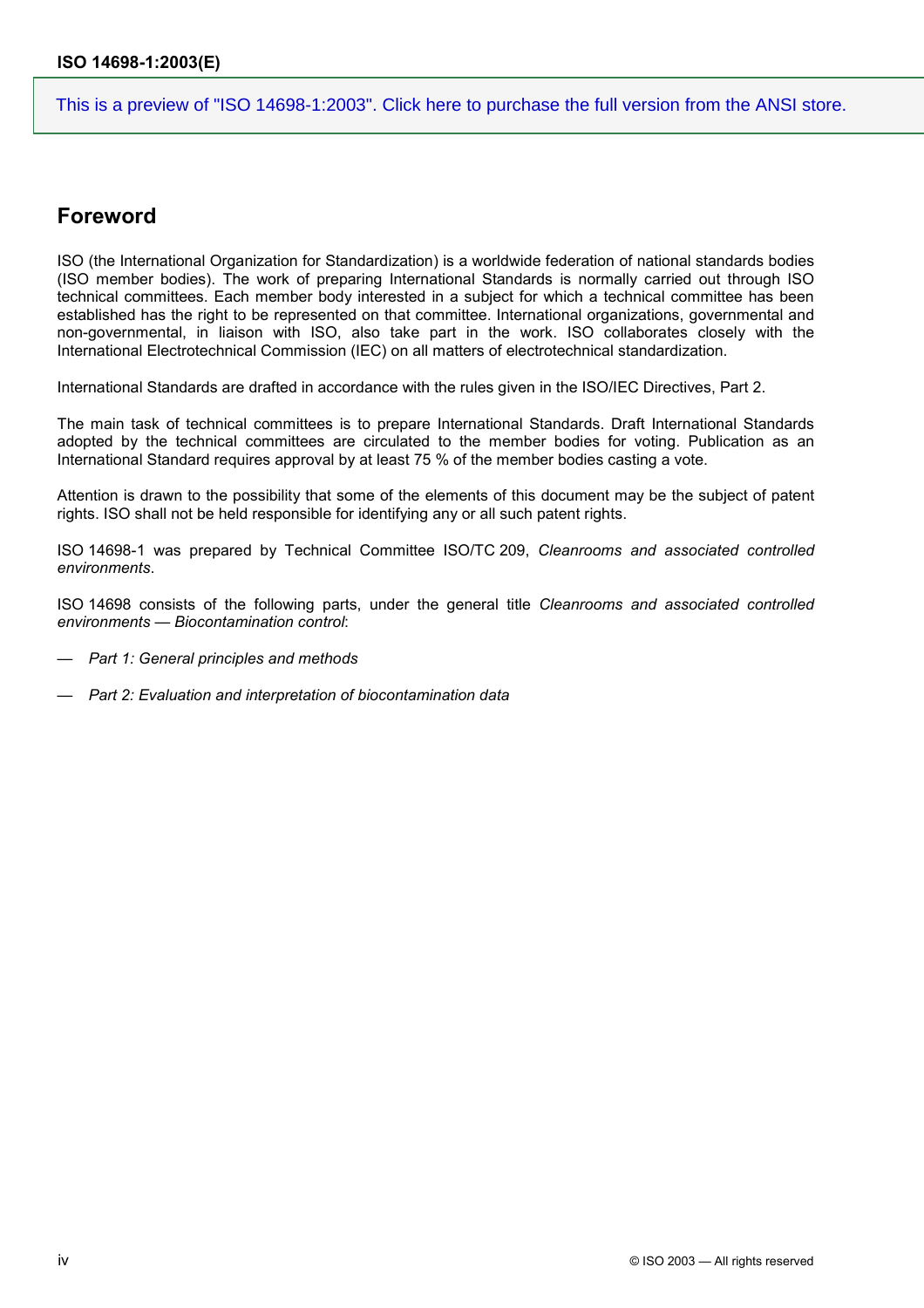This is a preview of "ISO 14698-1:2003". Click here to purchase the full version from the ANSI store.

## Foreword

ISO (the International Organization for Standardization) is a worldwide federation of national standards bodies (ISO member bodies). The work of preparing International Standards is normally carried out through ISO technical committees. Each member body interested in a subject for which a technical committee has been established has the right to be represented on that committee. International organizations, governmental and non-governmental, in liaison with ISO, also take part in the work. ISO collaborates closely with the International Electrotechnical Commission (IEC) on all matters of electrotechnical standardization.

International Standards are drafted in accordance with the rules given in the ISO/IEC Directives, Part 2.

The main task of technical committees is to prepare International Standards. Draft International Standards adopted by the technical committees are circulated to the member bodies for voting. Publication as an International Standard requires approval by at least 75 % of the member bodies casting a vote.

Attention is drawn to the possibility that some of the elements of this document may be the subject of patent rights. ISO shall not be held responsible for identifying any or all such patent rights.

ISO 14698-1 was prepared by Technical Committee ISO/TC 209, *Cleanrooms and associated controlled environments*.

ISO 14698 consists of the following parts, under the general title *Cleanrooms and associated controlled environments — Biocontamination control*:

— *Part 1: General principles and methods*

— *Part 2: Evaluation and interpretation of biocontamination data*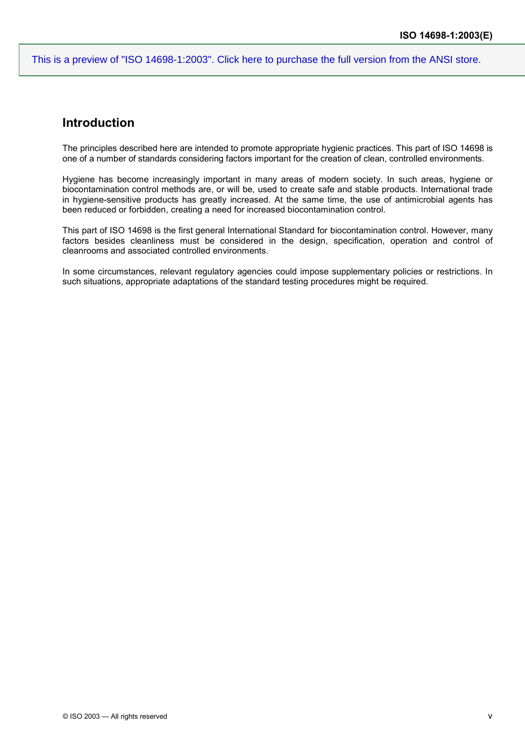## Introduction

The principles described here are intended to promote appropriate hygienic practices. This part of ISO 14698 is one of a number of standards considering factors important for the creation of clean, controlled environments.

Hygiene has become increasingly important in many areas of modern society. In such areas, hygiene or biocontamination control methods are, or will be, used to create safe and stable products. International trade in hygiene-sensitive products has greatly increased. At the same time, the use of antimicrobial agents has been reduced or forbidden, creating a need for increased biocontamination control.

This part of ISO 14698 is the first general International Standard for biocontamination control. However, many factors besides cleanliness must be considered in the design, specification, operation and control of cleanrooms and associated controlled environments.

In some circumstances, relevant regulatory agencies could impose supplementary policies or restrictions. In such situations, appropriate adaptations of the standard testing procedures might be required.